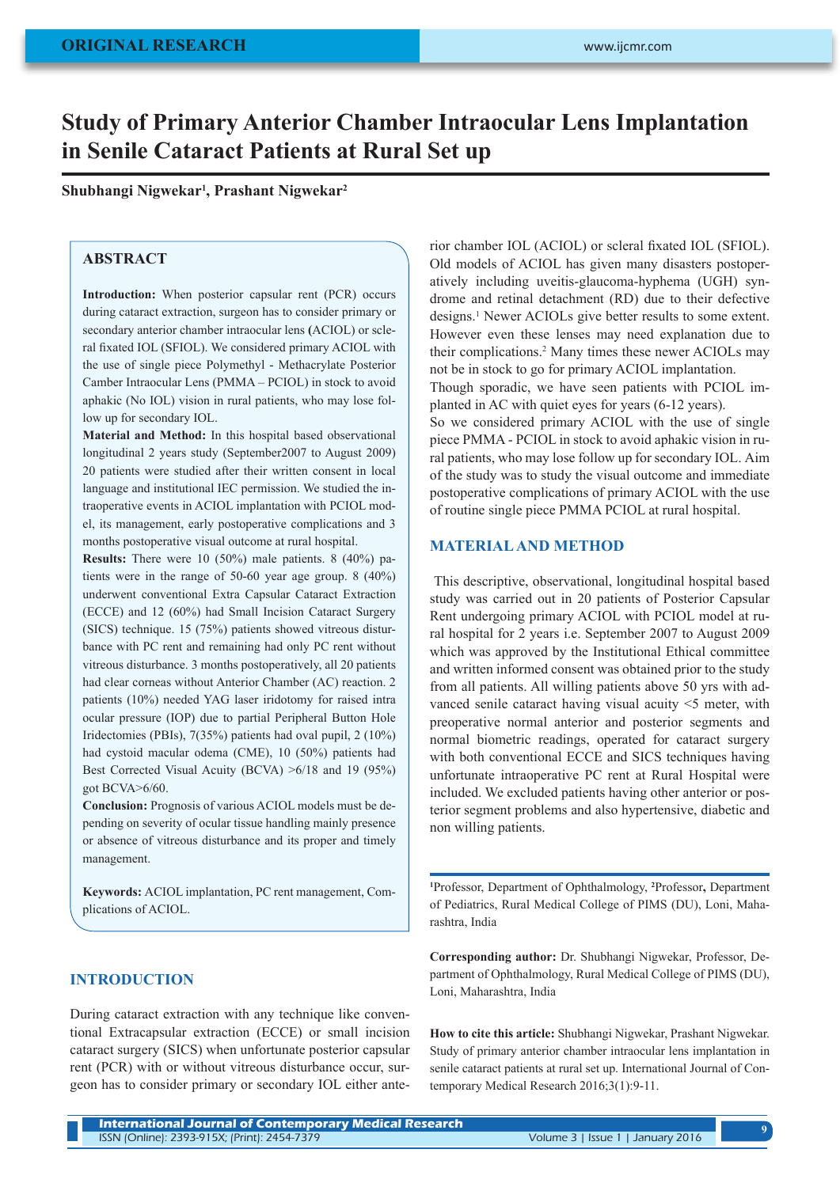ORIGINAL RESEARCH

# Study of Primary Anterior Chamber Intraocular Lens Implantation in Senile Cataract Patients at Rural Set up

**Shubhangi Nigwekar[1], Prashant Nigwekar[2]**

## ABSTRACT

**Introduction:** When posterior capsular rent (PCR) occurs during cataract extraction, surgeon has to consider primary or secondary anterior chamber intraocular lens (ACIOL) or scleral fixated IOL (SFIOL). We considered primary ACIOL with the use of single piece Polymethyl - Methacrylate Posterior Camber Intraocular Lens (PMMA – PCIOL) in stock to avoid aphakic (No IOL) vision in rural patients, who may lose follow up for secondary IOL.

**Material and Method:** In this hospital based observational longitudinal 2 years study (September2007 to August 2009) 20 patients were studied after their written consent in local language and institutional IEC permission. We studied the intraoperative events in ACIOL implantation with PCIOL model, its management, early postoperative complications and 3 months postoperative visual outcome at rural hospital.

**Results:** There were 10 (50%) male patients. 8 (40%) patients were in the range of 50-60 year age group. 8 (40%) underwent conventional Extra Capsular Cataract Extraction (ECCE) and 12 (60%) had Small Incision Cataract Surgery (SICS) technique. 15 (75%) patients showed vitreous disturbance with PC rent and remaining had only PC rent without vitreous disturbance. 3 months postoperatively, all 20 patients had clear corneas without Anterior Chamber (AC) reaction. 2 patients (10%) needed YAG laser iridotomy for raised intra ocular pressure (IOP) due to partial Peripheral Button Hole Iridectomies (PBIs), 7(35%) patients had oval pupil, 2 (10%) had cystoid macular odema (CME), 10 (50%) patients had Best Corrected Visual Acuity (BCVA) >6/18 and 19 (95%) got BCVA>6/60.

**Conclusion:** Prognosis of various ACIOL models must be depending on severity of ocular tissue handling mainly presence or absence of vitreous disturbance and its proper and timely management.

**Keywords:** ACIOL implantation, PC rent management, Complications of ACIOL.

## INTRODUCTION

During cataract extraction with any technique like conventional Extracapsular extraction (ECCE) or small incision cataract surgery (SICS) when unfortunate posterior capsular rent (PCR) with or without vitreous disturbance occur, surgeon has to consider primary or secondary IOL either anterior chamber IOL (ACIOL) or scleral fixated IOL (SFIOL). Old models of ACIOL has given many disasters postoperatively including uveitis-glaucoma-hyphema (UGH) syndrome and retinal detachment (RD) due to their defective designs.[1] Newer ACIOLs give better results to some extent. However even these lenses may need explanation due to their complications.[2] Many times these newer ACIOLs may not be in stock to go for primary ACIOL implantation.

Though sporadic, we have seen patients with PCIOL implanted in AC with quiet eyes for years (6-12 years).

So we considered primary ACIOL with the use of single piece PMMA - PCIOL in stock to avoid aphakic vision in rural patients, who may lose follow up for secondary IOL. Aim of the study was to study the visual outcome and immediate postoperative complications of primary ACIOL with the use of routine single piece PMMA PCIOL at rural hospital.

## MATERIAL AND METHOD

This descriptive, observational, longitudinal hospital based study was carried out in 20 patients of Posterior Capsular Rent undergoing primary ACIOL with PCIOL model at rural hospital for 2 years i.e. September 2007 to August 2009 which was approved by the Institutional Ethical committee and written informed consent was obtained prior to the study from all patients. All willing patients above 50 yrs with advanced senile cataract having visual acuity <5 meter, with preoperative normal anterior and posterior segments and normal biometric readings, operated for cataract surgery with both conventional ECCE and SICS techniques having unfortunate intraoperative PC rent at Rural Hospital were included. We excluded patients having other anterior or posterior segment problems and also hypertensive, diabetic and non willing patients.

[1]Professor, Department of Ophthalmology, [2]Professor, Department of Pediatrics, Rural Medical College of PIMS (DU), Loni, Maharashtra, India

**Corresponding author:** Dr. Shubhangi Nigwekar, Professor, Department of Ophthalmology, Rural Medical College of PIMS (DU), Loni, Maharashtra, India

**How to cite this article:** Shubhangi Nigwekar, Prashant Nigwekar. Study of primary anterior chamber intraocular lens implantation in senile cataract patients at rural set up. International Journal of Contemporary Medical Research 2016;3(1):9-11.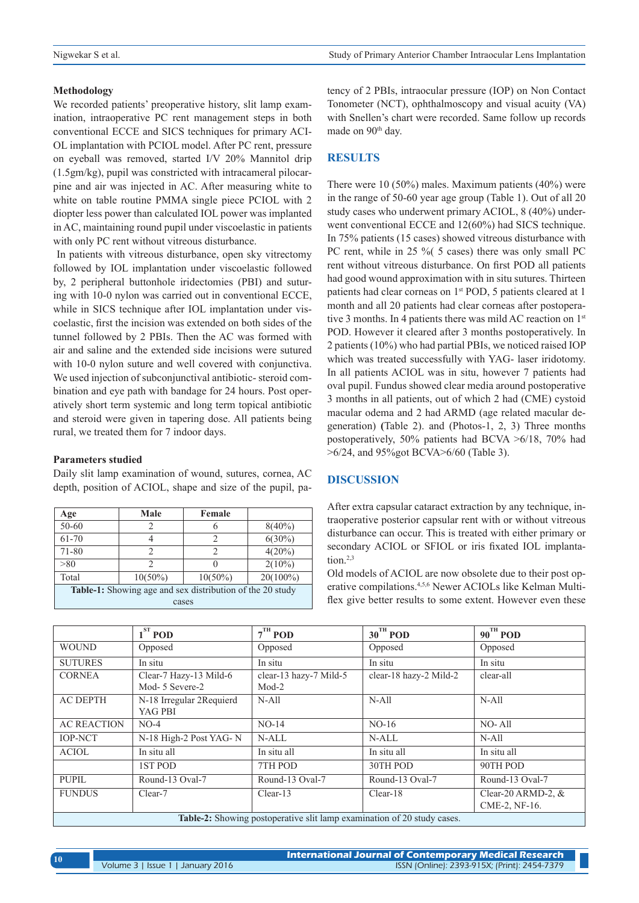**Methodology**

We recorded patients' preoperative history, slit lamp examination, intraoperative PC rent management steps in both conventional ECCE and SICS techniques for primary ACIOL implantation with PCIOL model. After PC rent, pressure on eyeball was removed, started I/V 20% Mannitol drip (1.5gm/kg), pupil was constricted with intracameral pilocarpine and air was injected in AC. After measuring white to white on table routine PMMA single piece PCIOL with 2 diopter less power than calculated IOL power was implanted in AC, maintaining round pupil under viscoelastic in patients with only PC rent without vitreous disturbance.

In patients with vitreous disturbance, open sky vitrectomy followed by IOL implantation under viscoelastic followed by, 2 peripheral buttonhole iridectomies (PBI) and suturing with 10-0 nylon was carried out in conventional ECCE, while in SICS technique after IOL implantation under viscoelastic, first the incision was extended on both sides of the tunnel followed by 2 PBIs. Then the AC was formed with air and saline and the extended side incisions were sutured with 10-0 nylon suture and well covered with conjunctiva. We used injection of subconjunctival antibiotic- steroid combination and eye path with bandage for 24 hours. Post operatively short term systemic and long term topical antibiotic and steroid were given in tapering dose. All patients being rural, we treated them for 7 indoor days.

**Parameters studied**

Daily slit lamp examination of wound, sutures, cornea, AC depth, position of ACIOL, shape and size of the pupil, patency of 2 PBIs, intraocular pressure (IOP) on Non Contact Tonometer (NCT), ophthalmoscopy and visual acuity (VA) with Snellen's chart were recorded. Same follow up records made on 90th day.

| Age | Male | Female | |
|---|---|---|---|
| 50-60 | 2 | 6 | 8(40%) |
| 61-70 | 4 | 2 | 6(30%) |
| 71-80 | 2 | 2 | 4(20%) |
| >80 | 2 | 0 | 2(10%) |
| Total | 10(50%) | 10(50%) | 20(100%) |

**Table-1:** Showing age and sex distribution of the 20 study cases

## RESULTS

There were 10 (50%) males. Maximum patients (40%) were in the range of 50-60 year age group (Table 1). Out of all 20 study cases who underwent primary ACIOL, 8 (40%) underwent conventional ECCE and 12(60%) had SICS technique. In 75% patients (15 cases) showed vitreous disturbance with PC rent, while in 25 %( 5 cases) there was only small PC rent without vitreous disturbance. On first POD all patients had good wound approximation with in situ sutures. Thirteen patients had clear corneas on 1st POD, 5 patients cleared at 1 month and all 20 patients had clear corneas after postoperative 3 months. In 4 patients there was mild AC reaction on 1st POD. However it cleared after 3 months postoperatively. In 2 patients (10%) who had partial PBIs, we noticed raised IOP which was treated successfully with YAG- laser iridotomy. In all patients ACIOL was in situ, however 7 patients had oval pupil. Fundus showed clear media around postoperative 3 months in all patients, out of which 2 had (CME) cystoid macular odema and 2 had ARMD (age related macular degeneration) (Table 2). and (Photos-1, 2, 3) Three months postoperatively, 50% patients had BCVA >6/18, 70% had >6/24, and 95%got BCVA>6/60 (Table 3).

## DISCUSSION

After extra capsular cataract extraction by any technique, intraoperative posterior capsular rent with or without vitreous disturbance can occur. This is treated with either primary or secondary ACIOL or SFIOL or iris fixated IOL implantation.[2,3]

Old models of ACIOL are now obsolete due to their post operative compilations.[4,5,6] Newer ACIOLs like Kelman Multiflex give better results to some extent. However even these

| | 1ST POD | 7TH POD | 30TH POD | 90TH POD |
|---|---|---|---|---|
| WOUND | Opposed | Opposed | Opposed | Opposed |
| SUTURES | In situ | In situ | In situ | In situ |
| CORNEA | Clear-7 Hazy-13 Mild-6 Mod- 5 Severe-2 | clear-13 hazy-7 Mild-5 Mod-2 | clear-18 hazy-2 Mild-2 | clear-all |
| AC DEPTH | N-18 Irregular 2Requierd YAG PBI | N-All | N-All | N-All |
| AC REACTION | NO-4 | NO-14 | NO-16 | NO- All |
| IOP-NCT | N-18 High-2 Post YAG- N | N-ALL | N-ALL | N-All |
| ACIOL | In situ all | In situ all | In situ all | In situ all |
| | 1ST POD | 7TH POD | 30TH POD | 90TH POD |
| PUPIL | Round-13 Oval-7 | Round-13 Oval-7 | Round-13 Oval-7 | Round-13 Oval-7 |
| FUNDUS | Clear-7 | Clear-13 | Clear-18 | Clear-20 ARMD-2, & CME-2, NF-16. |

**Table-2:** Showing postoperative slit lamp examination of 20 study cases.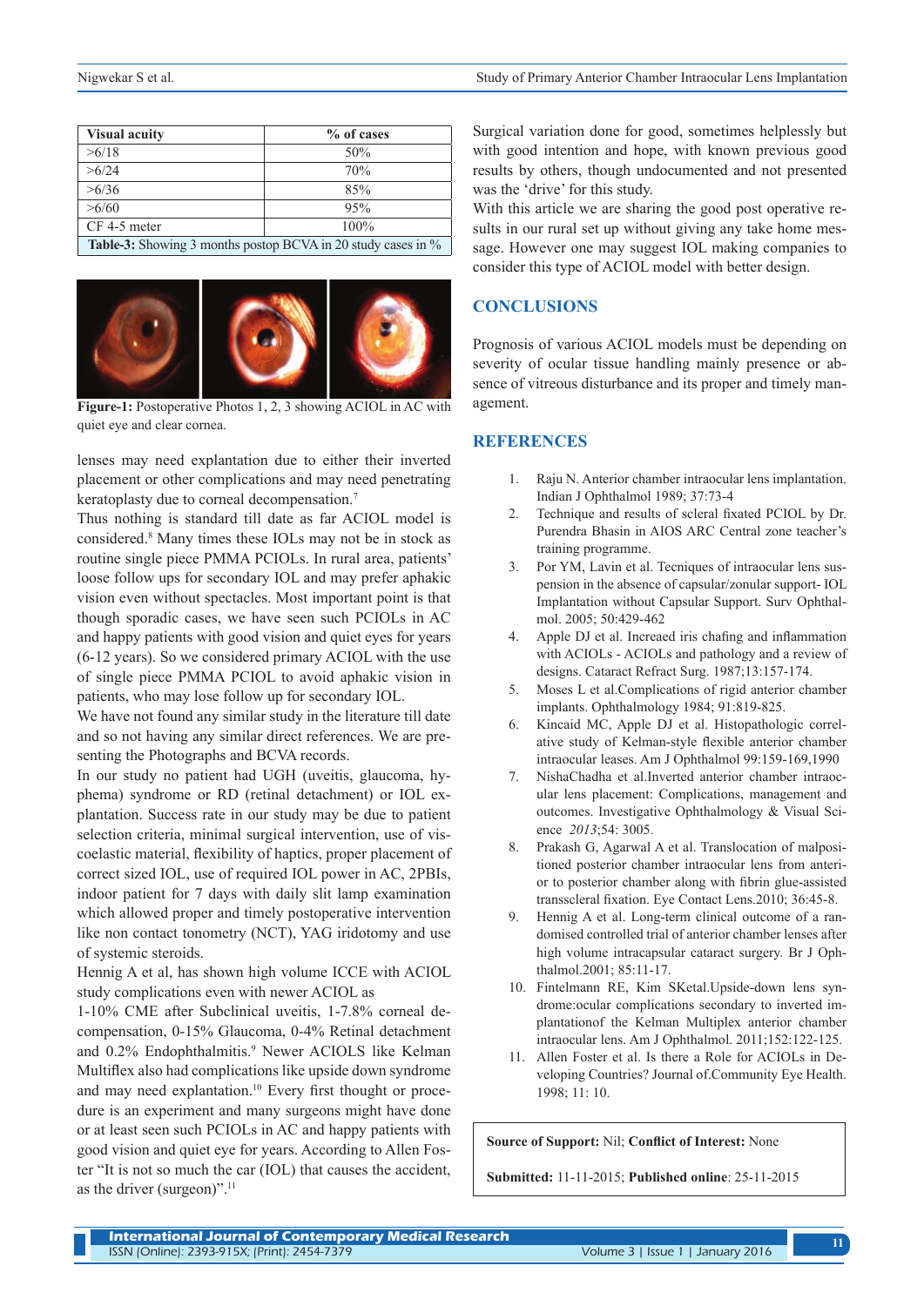| Visual acuity | % of cases |
|---|---|
| >6/18 | 50% |
| >6/24 | 70% |
| >6/36 | 85% |
| >6/60 | 95% |
| CF 4-5 meter | 100% |

**Table-3:** Showing 3 months postop BCVA in 20 study cases in %

**Figure-1:** Postoperative Photos 1, 2, 3 showing ACIOL in AC with quiet eye and clear cornea.

lenses may need explantation due to either their inverted placement or other complications and may need penetrating keratoplasty due to corneal decompensation.[7]

Thus nothing is standard till date as far ACIOL model is considered.[8] Many times these IOLs may not be in stock as routine single piece PMMA PCIOLs. In rural area, patients' loose follow ups for secondary IOL and may prefer aphakic vision even without spectacles. Most important point is that though sporadic cases, we have seen such PCIOLs in AC and happy patients with good vision and quiet eyes for years (6-12 years). So we considered primary ACIOL with the use of single piece PMMA PCIOL to avoid aphakic vision in patients, who may lose follow up for secondary IOL.

We have not found any similar study in the literature till date and so not having any similar direct references. We are presenting the Photographs and BCVA records.

In our study no patient had UGH (uveitis, glaucoma, hyphema) syndrome or RD (retinal detachment) or IOL explantation. Success rate in our study may be due to patient selection criteria, minimal surgical intervention, use of viscoelastic material, flexibility of haptics, proper placement of correct sized IOL, use of required IOL power in AC, 2PBIs, indoor patient for 7 days with daily slit lamp examination which allowed proper and timely postoperative intervention like non contact tonometry (NCT), YAG iridotomy and use of systemic steroids.

Hennig A et al, has shown high volume ICCE with ACIOL study complications even with newer ACIOL as

1-10% CME after Subclinical uveitis, 1-7.8% corneal decompensation, 0-15% Glaucoma, 0-4% Retinal detachment and 0.2% Endophthalmitis.[9] Newer ACIOLS like Kelman Multiflex also had complications like upside down syndrome and may need explantation.[10] Every first thought or procedure is an experiment and many surgeons might have done or at least seen such PCIOLs in AC and happy patients with good vision and quiet eye for years. According to Allen Foster "It is not so much the car (IOL) that causes the accident, as the driver (surgeon)".[11]

Surgical variation done for good, sometimes helplessly but with good intention and hope, with known previous good results by others, though undocumented and not presented was the 'drive' for this study.

With this article we are sharing the good post operative results in our rural set up without giving any take home message. However one may suggest IOL making companies to consider this type of ACIOL model with better design.

## CONCLUSIONS

Prognosis of various ACIOL models must be depending on severity of ocular tissue handling mainly presence or absence of vitreous disturbance and its proper and timely management.

## REFERENCES

1. Raju N. Anterior chamber intraocular lens implantation. Indian J Ophthalmol 1989; 37:73-4
2. Technique and results of scleral fixated PCIOL by Dr. Purendra Bhasin in AIOS ARC Central zone teacher's training programme.
3. Por YM, Lavin et al. Tecniques of intraocular lens suspension in the absence of capsular/zonular support- IOL Implantation without Capsular Support. Surv Ophthalmol. 2005; 50:429-462
4. Apple DJ et al. Increaed iris chafing and inflammation with ACIOLs - ACIOLs and pathology and a review of designs. Cataract Refract Surg. 1987;13:157-174.
5. Moses L et al.Complications of rigid anterior chamber implants. Ophthalmology 1984; 91:819-825.
6. Kincaid MC, Apple DJ et al. Histopathologic correlative study of Kelman-style flexible anterior chamber intraocular leases. Am J Ophthalmol 99:159-169,1990
7. NishaChadha et al.Inverted anterior chamber intraocular lens placement: Complications, management and outcomes. Investigative Ophthalmology & Visual Science *2013*;54: 3005.
8. Prakash G, Agarwal A et al. Translocation of malpositioned posterior chamber intraocular lens from anterior to posterior chamber along with fibrin glue-assisted transscleral fixation. Eye Contact Lens.2010; 36:45-8.
9. Hennig A et al. Long-term clinical outcome of a randomised controlled trial of anterior chamber lenses after high volume intracapsular cataract surgery. Br J Ophthalmol.2001; 85:11-17.
10. Fintelmann RE, Kim SKetal.Upside-down lens syndrome:ocular complications secondary to inverted implantationof the Kelman Multiplex anterior chamber intraocular lens. Am J Ophthalmol. 2011;152:122-125.
11. Allen Foster et al. Is there a Role for ACIOLs in Developing Countries? Journal of.Community Eye Health. 1998; 11: 10.

**Source of Support:** Nil; **Conflict of Interest:** None

**Submitted:** 11-11-2015; **Published online**: 25-11-2015